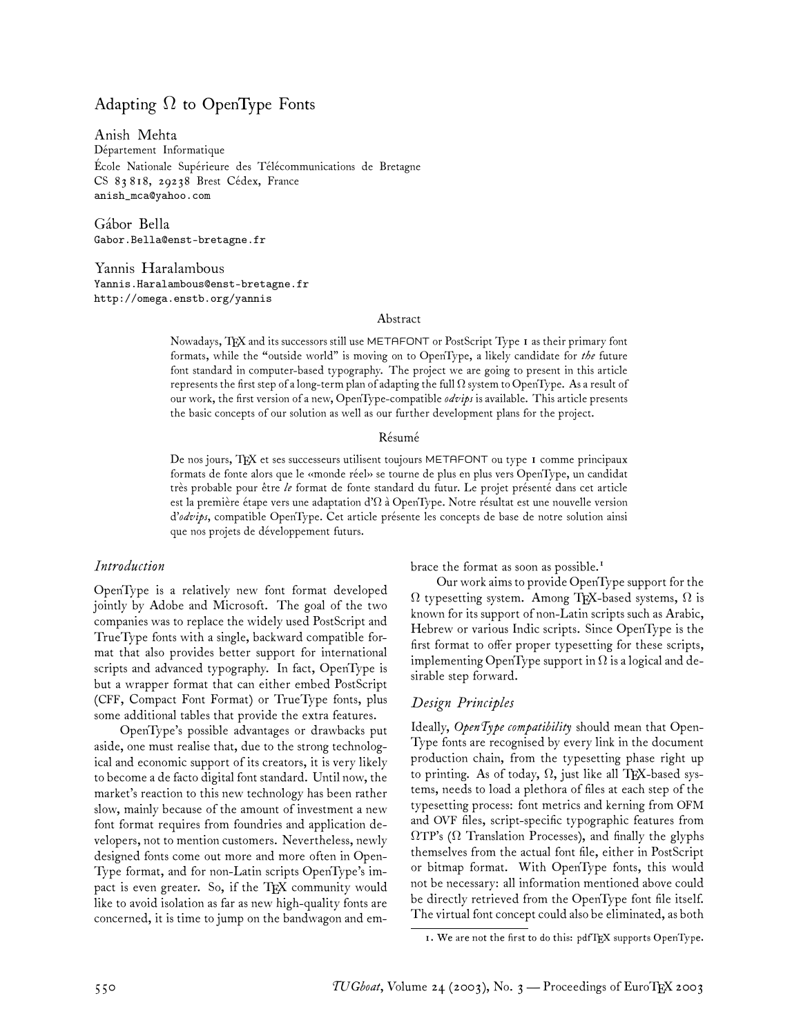# Adapting Ω to OpenType Fonts

Anish Mehta
Département Informatique
École Nationale Supérieure des Télécommunications de Bretagne
CS 83 818, 29238 Brest Cédex, France
anish_mca@yahoo.com

Gábor Bella
Gabor.Bella@enst-bretagne.fr

Yannis Haralambous
Yannis.Haralambous@enst-bretagne.fr
http://omega.enstb.org/yannis

## Abstract

Nowadays, TEX and its successors still use METAFONT or PostScript Type 1 as their primary font formats, while the "outside world" is moving on to OpenType, a likely candidate for *the* future font standard in computer-based typography. The project we are going to present in this article represents the first step of a long-term plan of adapting the full Ω system to OpenType. As a result of our work, the first version of a new, OpenType-compatible *odvips* is available. This article presents the basic concepts of our solution as well as our further development plans for the project.

## Résumé

De nos jours, TEX et ses successeurs utilisent toujours METAFONT ou type 1 comme principaux formats de fonte alors que le «monde réel» se tourne de plus en plus vers OpenType, un candidat très probable pour être *le* format de fonte standard du futur. Le projet présenté dans cet article est la première étape vers une adaptation d'Ω à OpenType. Notre résultat est une nouvelle version d'*odvips*, compatible OpenType. Cet article présente les concepts de base de notre solution ainsi que nos projets de développement futurs.

## *Introduction*

OpenType is a relatively new font format developed jointly by Adobe and Microsoft. The goal of the two companies was to replace the widely used PostScript and TrueType fonts with a single, backward compatible format that also provides better support for international scripts and advanced typography. In fact, OpenType is but a wrapper format that can either embed PostScript (CFF, Compact Font Format) or TrueType fonts, plus some additional tables that provide the extra features.

OpenType's possible advantages or drawbacks put aside, one must realise that, due to the strong technological and economic support of its creators, it is very likely to become a de facto digital font standard. Until now, the market's reaction to this new technology has been rather slow, mainly because of the amount of investment a new font format requires from foundries and application developers, not to mention customers. Nevertheless, newly designed fonts come out more and more often in OpenType format, and for non-Latin scripts OpenType's impact is even greater. So, if the TEX community would like to avoid isolation as far as new high-quality fonts are concerned, it is time to jump on the bandwagon and embrace the format as soon as possible.[1]

Our work aims to provide OpenType support for the Ω typesetting system. Among TEX-based systems, Ω is known for its support of non-Latin scripts such as Arabic, Hebrew or various Indic scripts. Since OpenType is the first format to offer proper typesetting for these scripts, implementing OpenType support in Ω is a logical and desirable step forward.

## *Design Principles*

Ideally, *OpenType compatibility* should mean that OpenType fonts are recognised by every link in the document production chain, from the typesetting phase right up to printing. As of today, Ω, just like all TEX-based systems, needs to load a plethora of files at each step of the typesetting process: font metrics and kerning from OFM and OVF files, script-specific typographic features from ΩTP's (Ω Translation Processes), and finally the glyphs themselves from the actual font file, either in PostScript or bitmap format. With OpenType fonts, this would not be necessary: all information mentioned above could be directly retrieved from the OpenType font file itself. The virtual font concept could also be eliminated, as both

[1] We are not the first to do this: pdfTEX supports OpenType.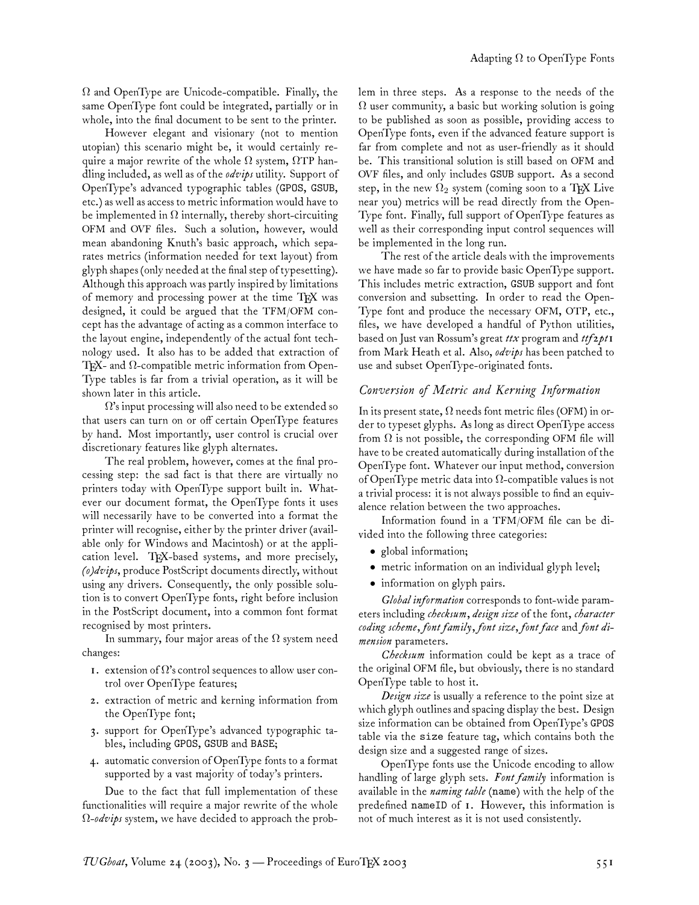Ω and OpenType are Unicode-compatible. Finally, the same OpenType font could be integrated, partially or in whole, into the final document to be sent to the printer.

However elegant and visionary (not to mention utopian) this scenario might be, it would certainly require a major rewrite of the whole Ω system, ΩTP handling included, as well as of the *odvips* utility. Support of OpenType's advanced typographic tables (GPOS, GSUB, etc.) as well as access to metric information would have to be implemented in Ω internally, thereby short-circuiting OFM and OVF files. Such a solution, however, would mean abandoning Knuth's basic approach, which separates metrics (information needed for text layout) from glyph shapes (only needed at the final step of typesetting). Although this approach was partly inspired by limitations of memory and processing power at the time TeX was designed, it could be argued that the TFM/OFM concept has the advantage of acting as a common interface to the layout engine, independently of the actual font technology used. It also has to be added that extraction of TeX- and Ω-compatible metric information from OpenType tables is far from a trivial operation, as it will be shown later in this article.

Ω's input processing will also need to be extended so that users can turn on or off certain OpenType features by hand. Most importantly, user control is crucial over discretionary features like glyph alternates.

The real problem, however, comes at the final processing step: the sad fact is that there are virtually no printers today with OpenType support built in. Whatever our document format, the OpenType fonts it uses will necessarily have to be converted into a format the printer will recognise, either by the printer driver (available only for Windows and Macintosh) or at the application level. TeX-based systems, and more precisely, *(o)dvips*, produce PostScript documents directly, without using any drivers. Consequently, the only possible solution is to convert OpenType fonts, right before inclusion in the PostScript document, into a common font format recognised by most printers.

In summary, four major areas of the Ω system need changes:

1. extension of Ω's control sequences to allow user control over OpenType features;
2. extraction of metric and kerning information from the OpenType font;
3. support for OpenType's advanced typographic tables, including GPOS, GSUB and BASE;
4. automatic conversion of OpenType fonts to a format supported by a vast majority of today's printers.

Due to the fact that full implementation of these functionalities will require a major rewrite of the whole Ω-*odvips* system, we have decided to approach the problem in three steps. As a response to the needs of the Ω user community, a basic but working solution is going to be published as soon as possible, providing access to OpenType fonts, even if the advanced feature support is far from complete and not as user-friendly as it should be. This transitional solution is still based on OFM and OVF files, and only includes GSUB support. As a second step, in the new $\Omega_2$ system (coming soon to a TeX Live near you) metrics will be read directly from the OpenType font. Finally, full support of OpenType features as well as their corresponding input control sequences will be implemented in the long run.

The rest of the article deals with the improvements we have made so far to provide basic OpenType support. This includes metric extraction, GSUB support and font conversion and subsetting. In order to read the OpenType font and produce the necessary OFM, OTP, etc., files, we have developed a handful of Python utilities, based on Just van Rossum's great *ttx* program and *ttf2pt1* from Mark Heath et al. Also, *odvips* has been patched to use and subset OpenType-originated fonts.

## *Conversion of Metric and Kerning Information*

In its present state, Ω needs font metric files (OFM) in order to typeset glyphs. As long as direct OpenType access from Ω is not possible, the corresponding OFM file will have to be created automatically during installation of the OpenType font. Whatever our input method, conversion of OpenType metric data into Ω-compatible values is not a trivial process: it is not always possible to find an equivalence relation between the two approaches.

Information found in a TFM/OFM file can be divided into the following three categories:

- global information;
- metric information on an individual glyph level;
- information on glyph pairs.

*Global information* corresponds to font-wide parameters including *checksum*, *design size* of the font, *character coding scheme*, *font family*, *font size*, *font face* and *font dimension* parameters.

*Checksum* information could be kept as a trace of the original OFM file, but obviously, there is no standard OpenType table to host it.

*Design size* is usually a reference to the point size at which glyph outlines and spacing display the best. Design size information can be obtained from OpenType's GPOS table via the `size` feature tag, which contains both the design size and a suggested range of sizes.

OpenType fonts use the Unicode encoding to allow handling of large glyph sets. *Font family* information is available in the *naming table* (name) with the help of the predefined nameID of 1. However, this information is not of much interest as it is not used consistently.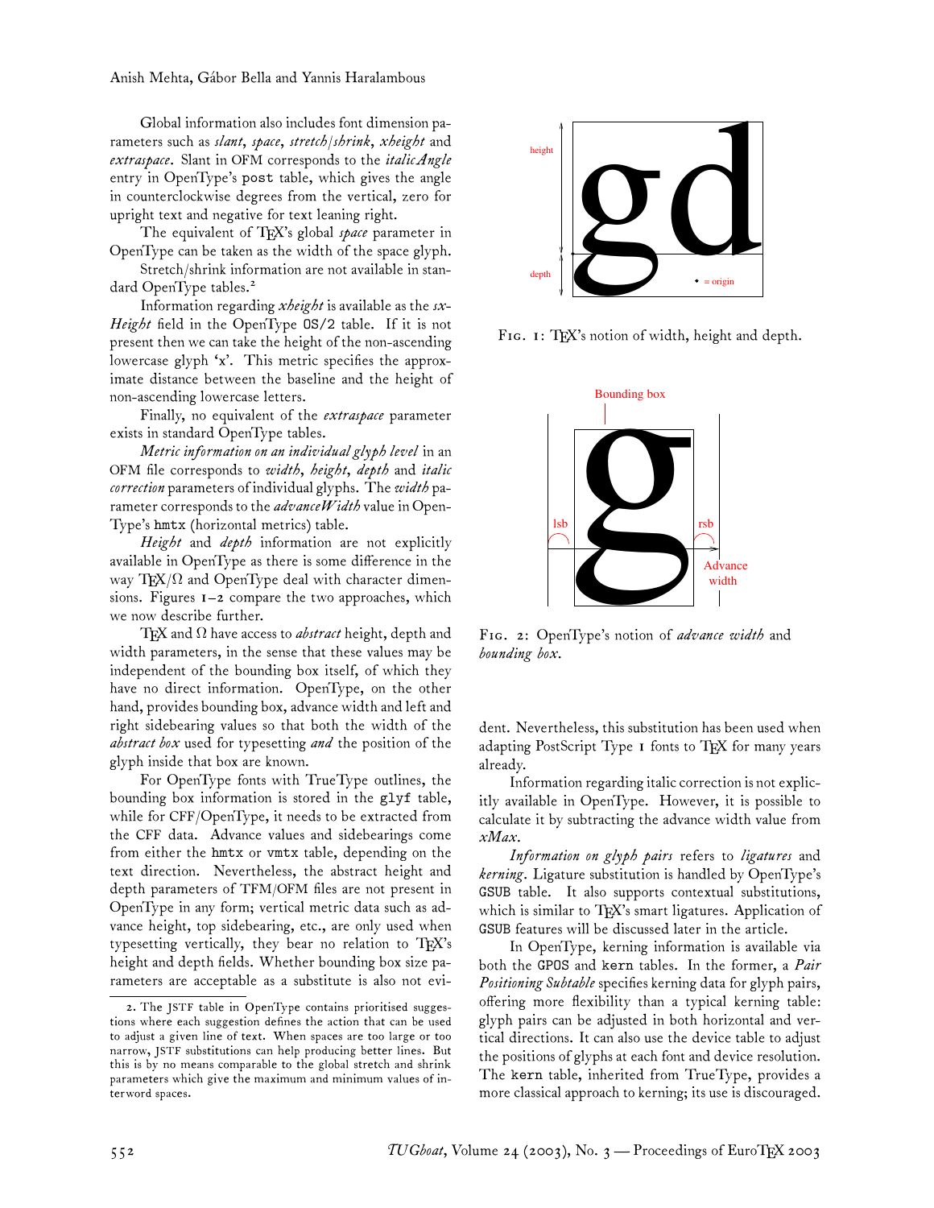Global information also includes font dimension parameters such as *slant*, *space*, *stretch/shrink*, *xheight* and *extraspace*. Slant in OFM corresponds to the *italicAngle* entry in OpenType's `post` table, which gives the angle in counterclockwise degrees from the vertical, zero for upright text and negative for text leaning right.

The equivalent of TEX's global *space* parameter in OpenType can be taken as the width of the space glyph.

Stretch/shrink information are not available in standard OpenType tables.[2]

Information regarding *xheight* is available as the *sxHeight* field in the OpenType `OS/2` table. If it is not present then we can take the height of the non-ascending lowercase glyph 'x'. This metric specifies the approximate distance between the baseline and the height of non-ascending lowercase letters.

Finally, no equivalent of the *extraspace* parameter exists in standard OpenType tables.

*Metric information on an individual glyph level* in an OFM file corresponds to *width*, *height*, *depth* and *italic correction* parameters of individual glyphs. The *width* parameter corresponds to the *advanceWidth* value in OpenType's `hmtx` (horizontal metrics) table.

*Height* and *depth* information are not explicitly available in OpenType as there is some difference in the way TEX/Ω and OpenType deal with character dimensions. Figures 1–2 compare the two approaches, which we now describe further.

TEX and Ω have access to *abstract* height, depth and width parameters, in the sense that these values may be independent of the bounding box itself, of which they have no direct information. OpenType, on the other hand, provides bounding box, advance width and left and right sidebearing values so that both the width of the *abstract box* used for typesetting *and* the position of the glyph inside that box are known.

For OpenType fonts with TrueType outlines, the bounding box information is stored in the `glyf` table, while for CFF/OpenType, it needs to be extracted from the CFF data. Advance values and sidebearings come from either the `hmtx` or `vmtx` table, depending on the text direction. Nevertheless, the abstract height and depth parameters of TFM/OFM files are not present in OpenType in any form; vertical metric data such as advance height, top sidebearing, etc., are only used when typesetting vertically, they bear no relation to TEX's height and depth fields. Whether bounding box size parameters are acceptable as a substitute is also not evident. Nevertheless, this substitution has been used when adapting PostScript Type 1 fonts to TEX for many years already.

height

depth

= origin

Fig. 1: TEX's notion of width, height and depth.

Bounding box

lsb

rsb

Advance width

Fig. 2: OpenType's notion of *advance width* and *bounding box*.

Information regarding italic correction is not explicitly available in OpenType. However, it is possible to calculate it by subtracting the advance width value from *xMax*.

*Information on glyph pairs* refers to *ligatures* and *kerning*. Ligature substitution is handled by OpenType's `GSUB` table. It also supports contextual substitutions, which is similar to TEX's smart ligatures. Application of `GSUB` features will be discussed later in the article.

In OpenType, kerning information is available via both the `GPOS` and `kern` tables. In the former, a *Pair Positioning Subtable* specifies kerning data for glyph pairs, offering more flexibility than a typical kerning table: glyph pairs can be adjusted in both horizontal and vertical directions. It can also use the device table to adjust the positions of glyphs at each font and device resolution. The `kern` table, inherited from TrueType, provides a more classical approach to kerning; its use is discouraged.

---

2. The JSTF table in OpenType contains prioritised suggestions where each suggestion defines the action that can be used to adjust a given line of text. When spaces are too large or too narrow, JSTF substitutions can help producing better lines. But this is by no means comparable to the global stretch and shrink parameters which give the maximum and minimum values of interword spaces.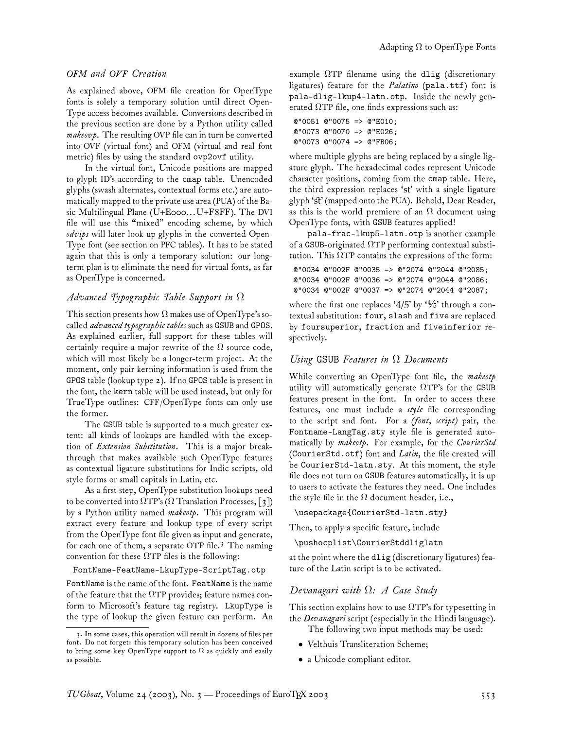## *OFM and OVF Creation*

As explained above, OFM file creation for OpenType fonts is solely a temporary solution until direct OpenType access becomes available. Conversions described in the previous section are done by a Python utility called *makeovp*. The resulting OVP file can in turn be converted into OVF (virtual font) and OFM (virtual and real font metric) files by using the standard `ovp2ovf` utility.

In the virtual font, Unicode positions are mapped to glyph ID's according to the `cmap` table. Unencoded glyphs (swash alternates, contextual forms etc.) are automatically mapped to the private use area (PUA) of the Basic Multilingual Plane (U+E000...U+F8FF). The DVI file will use this "mixed" encoding scheme, by which *odvips* will later look up glyphs in the converted OpenType font (see section on PFC tables). It has to be stated again that this is only a temporary solution: our long-term plan is to eliminate the need for virtual fonts, as far as OpenType is concerned.

## *Advanced Typographic Table Support in Ω*

This section presents how Ω makes use of OpenType's so-called *advanced typographic tables* such as GSUB and GPOS. As explained earlier, full support for these tables will certainly require a major rewrite of the Ω source code, which will most likely be a longer-term project. At the moment, only pair kerning information is used from the GPOS table (lookup type 2). If no GPOS table is present in the font, the `kern` table will be used instead, but only for TrueType outlines: CFF/OpenType fonts can only use the former.

The GSUB table is supported to a much greater extent: all kinds of lookups are handled with the exception of *Extension Substitution*. This is a major breakthrough that makes available such OpenType features as contextual ligature substitutions for Indic scripts, old style forms or small capitals in Latin, etc.

As a first step, OpenType substitution lookups need to be converted into ΩTP's (Ω Translation Processes, [3]) by a Python utility named *makeotp*. This program will extract every feature and lookup type of every script from the OpenType font file given as input and generate, for each one of them, a separate OTP file.[3] The naming convention for these ΩTP files is the following:

```
FontName-FeatName-LkupType-ScriptTag.otp
```

`FontName` is the name of the font. `FeatName` is the name of the feature that the ΩTP provides; feature names conform to Microsoft's feature tag registry. `LkupType` is the type of lookup the given feature can perform. An example ΩTP filename using the `dlig` (discretionary ligatures) feature for the *Palatino* (`pala.ttf`) font is `pala-dlig-lkup4-latn.otp`. Inside the newly generated ΩTP file, one finds expressions such as:

```
@"0051 @"0075 => @"E010;
@"0073 @"0070 => @"E026;
@"0073 @"0074 => @"FB06;
```

where multiple glyphs are being replaced by a single ligature glyph. The hexadecimal codes represent Unicode character positions, coming from the `cmap` table. Here, the third expression replaces 'st' with a single ligature glyph 'ﬆ' (mapped onto the PUA). Behold, Dear Reader, as this is the world premiere of an Ω document using OpenType fonts, with GSUB features applied!

`pala-frac-lkup5-latn.otp` is another example of a GSUB-originated ΩTP performing contextual substitution. This ΩTP contains the expressions of the form:

```
@"0034 @"002F @"0035 => @"2074 @"2044 @"2085;
@"0034 @"002F @"0036 => @"2074 @"2044 @"2086;
@"0034 @"002F @"0037 => @"2074 @"2044 @"2087;
```

where the first one replaces '4/5' by '⁴⁄₅' through a contextual substitution: `four`, `slash` and `five` are replaced by `foursuperior`, `fraction` and `fiveinferior` respectively.

## *Using* GSUB *Features in Ω Documents*

While converting an OpenType font file, the *makeotp* utility will automatically generate ΩTP's for the GSUB features present in the font. In order to access these features, one must include a *style* file corresponding to the script and font. For a *(font, script)* pair, the `Fontname-LangTag.sty` style file is generated automatically by *makeotp*. For example, for the *CourierStd* (`CourierStd.otf`) font and *Latin*, the file created will be `CourierStd-latn.sty`. At this moment, the style file does not turn on GSUB features automatically, it is up to users to activate the features they need. One includes the style file in the Ω document header, i.e.,

```
\usepackage{CourierStd-latn.sty}
```

Then, to apply a specific feature, include

```
\pushocplist\CourierStddligl atn
```

at the point where the `dlig` (discretionary ligatures) feature of the Latin script is to be activated.

## *Devanagari with Ω: A Case Study*

This section explains how to use ΩTP's for typesetting in the *Devanagari* script (especially in the Hindi language).

The following two input methods may be used:

- Velthuis Transliteration Scheme;
- a Unicode compliant editor.

---

[3]. In some cases, this operation will result in dozens of files per font. Do not forget: this temporary solution has been conceived to bring some key OpenType support to Ω as quickly and easily as possible.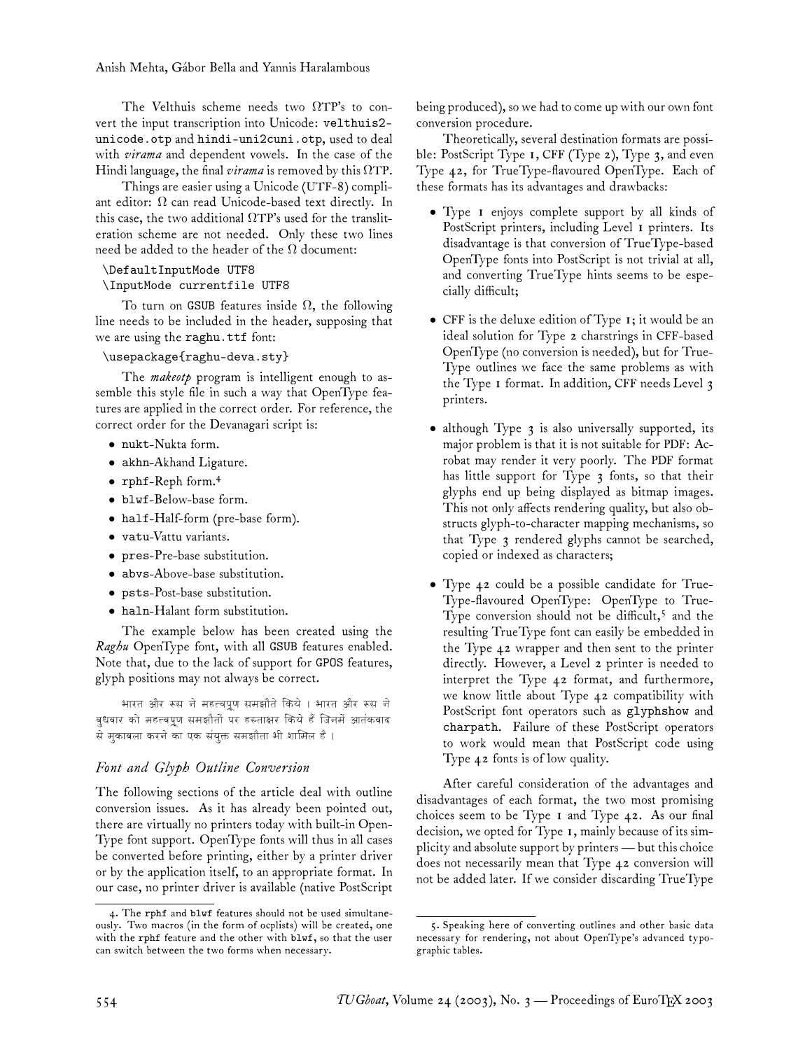The Velthuis scheme needs two ΩTP's to convert the input transcription into Unicode: `velthuis2-unicode.otp` and `hindi-uni2cuni.otp`, used to deal with *virama* and dependent vowels. In the case of the Hindi language, the final *virama* is removed by this ΩTP.

Things are easier using a Unicode (UTF-8) compliant editor: Ω can read Unicode-based text directly. In this case, the two additional ΩTP's used for the transliteration scheme are not needed. Only these two lines need be added to the header of the Ω document:

```
\DefaultInputMode UTF8
\InputMode currentfile UTF8
```

To turn on GSUB features inside Ω, the following line needs to be included in the header, supposing that we are using the `raghu.ttf` font:

```
\usepackage{raghu-deva.sty}
```

The *makeotp* program is intelligent enough to assemble this style file in such a way that OpenType features are applied in the correct order. For reference, the correct order for the Devanagari script is:

- `nukt`-Nukta form.
- `akhn`-Akhand Ligature.
- `rphf`-Reph form.[4]
- `blwf`-Below-base form.
- `half`-Half-form (pre-base form).
- `vatu`-Vattu variants.
- `pres`-Pre-base substitution.
- `abvs`-Above-base substitution.
- `psts`-Post-base substitution.
- `haln`-Halant form substitution.

The example below has been created using the *Raghu* OpenType font, with all GSUB features enabled. Note that, due to the lack of support for GPOS features, glyph positions may not always be correct.

भारत और रूस ने महत्वपूर्ण समझौते किये । भारत और रूस ने बुधवार को महत्वपूर्ण समझौतों पर हस्ताक्षर किये हैं जिनमें आतंकवाद से मुकाबला करने का एक संयुक्त समझौता भी शामिल है ।

## Font and Glyph Outline Conversion

The following sections of the article deal with outline conversion issues. As it has already been pointed out, there are virtually no printers today with built-in OpenType font support. OpenType fonts will thus in all cases be converted before printing, either by a printer driver or by the application itself, to an appropriate format. In our case, no printer driver is available (native PostScript being produced), so we had to come up with our own font conversion procedure.

Theoretically, several destination formats are possible: PostScript Type 1, CFF (Type 2), Type 3, and even Type 42, for TrueType-flavoured OpenType. Each of these formats has its advantages and drawbacks:

- Type 1 enjoys complete support by all kinds of PostScript printers, including Level 1 printers. Its disadvantage is that conversion of TrueType-based OpenType fonts into PostScript is not trivial at all, and converting TrueType hints seems to be especially difficult;
- CFF is the deluxe edition of Type 1; it would be an ideal solution for Type 2 charstrings in CFF-based OpenType (no conversion is needed), but for TrueType outlines we face the same problems as with the Type 1 format. In addition, CFF needs Level 3 printers.
- although Type 3 is also universally supported, its major problem is that it is not suitable for PDF: Acrobat may render it very poorly. The PDF format has little support for Type 3 fonts, so that their glyphs end up being displayed as bitmap images. This not only affects rendering quality, but also obstructs glyph-to-character mapping mechanisms, so that Type 3 rendered glyphs cannot be searched, copied or indexed as characters;
- Type 42 could be a possible candidate for TrueType-flavoured OpenType: OpenType to TrueType conversion should not be difficult,[5] and the resulting TrueType font can easily be embedded in the Type 42 wrapper and then sent to the printer directly. However, a Level 2 printer is needed to interpret the Type 42 format, and furthermore, we know little about Type 42 compatibility with PostScript font operators such as `glyphshow` and `charpath`. Failure of these PostScript operators to work would mean that PostScript code using Type 42 fonts is of low quality.

After careful consideration of the advantages and disadvantages of each format, the two most promising choices seem to be Type 1 and Type 42. As our final decision, we opted for Type 1, mainly because of its simplicity and absolute support by printers — but this choice does not necessarily mean that Type 42 conversion will not be added later. If we consider discarding TrueType

---

4. The `rphf` and `blwf` features should not be used simultaneously. Two macros (in the form of ocplists) will be created, one with the `rphf` feature and the other with `blwf`, so that the user can switch between the two forms when necessary.

5. Speaking here of converting outlines and other basic data necessary for rendering, not about OpenType's advanced typographic tables.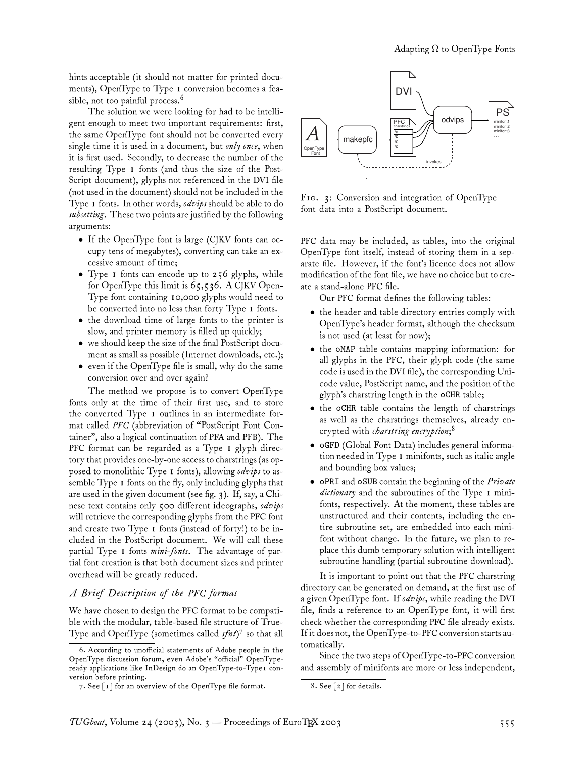hints acceptable (it should not matter for printed documents), OpenType to Type 1 conversion becomes a feasible, not too painful process.[6]

The solution we were looking for had to be intelligent enough to meet two important requirements: first, the same OpenType font should not be converted every single time it is used in a document, but *only once*, when it is first used. Secondly, to decrease the number of the resulting Type 1 fonts (and thus the size of the PostScript document), glyphs not referenced in the DVI file (not used in the document) should not be included in the Type 1 fonts. In other words, *odvips* should be able to do *subsetting*. These two points are justified by the following arguments:

- If the OpenType font is large (CJKV fonts can occupy tens of megabytes), converting can take an excessive amount of time;
- Type 1 fonts can encode up to 256 glyphs, while for OpenType this limit is 65,536. A CJKV OpenType font containing 10,000 glyphs would need to be converted into no less than forty Type 1 fonts.
- the download time of large fonts to the printer is slow, and printer memory is filled up quickly;
- we should keep the size of the final PostScript document as small as possible (Internet downloads, etc.);
- even if the OpenType file is small, why do the same conversion over and over again?

The method we propose is to convert OpenType fonts only at the time of their first use, and to store the converted Type 1 outlines in an intermediate format called *PFC* (abbreviation of "PostScript Font Container", also a logical continuation of PFA and PFB). The PFC format can be regarded as a Type 1 glyph directory that provides one-by-one access to charstrings (as opposed to monolithic Type 1 fonts), allowing *odvips* to assemble Type 1 fonts on the fly, only including glyphs that are used in the given document (see fig. 3). If, say, a Chinese text contains only 500 different ideographs, *odvips* will retrieve the corresponding glyphs from the PFC font and create two Type 1 fonts (instead of forty!) to be included in the PostScript document. We will call these partial Type 1 fonts *mini-fonts*. The advantage of partial font creation is that both document sizes and printer overhead will be greatly reduced.

## *A Brief Description of the PFC format*

We have chosen to design the PFC format to be compatible with the modular, table-based file structure of TrueType and OpenType (sometimes called *sfnt*)[7] so that all

DVI

A
OpenType Font

makepfc

PFC
charstrings
/a
/b
/c
/d
...

odvips

PS
minifont1
minifont2
minifont3
...

invokes

Fig. 3: Conversion and integration of OpenType font data into a PostScript document.

PFC data may be included, as tables, into the original OpenType font itself, instead of storing them in a separate file. However, if the font's licence does not allow modification of the font file, we have no choice but to create a stand-alone PFC file.

Our PFC format defines the following tables:

- the header and table directory entries comply with OpenType's header format, although the checksum is not used (at least for now);
- the `oMAP` table contains mapping information: for all glyphs in the PFC, their glyph code (the same code is used in the DVI file), the corresponding Unicode value, PostScript name, and the position of the glyph's charstring length in the `oCHR` table;
- the `oCHR` table contains the length of charstrings as well as the charstrings themselves, already encrypted with *charstring encryption*;[8]
- `oGFD` (Global Font Data) includes general information needed in Type 1 minifonts, such as italic angle and bounding box values;
- `oPRI` and `oSUB` contain the beginning of the *Private dictionary* and the subroutines of the Type 1 minifonts, respectively. At the moment, these tables are unstructured and their contents, including the entire subroutine set, are embedded into each minifont without change. In the future, we plan to replace this dumb temporary solution with intelligent subroutine handling (partial subroutine download).

It is important to point out that the PFC charstring directory can be generated on demand, at the first use of a given OpenType font. If *odvips*, while reading the DVI file, finds a reference to an OpenType font, it will first check whether the corresponding PFC file already exists. If it does not, the OpenType-to-PFC conversion starts automatically.

Since the two steps of OpenType-to-PFC conversion and assembly of minifonts are more or less independent,

6. According to unofficial statements of Adobe people in the OpenType discussion forum, even Adobe's "official" OpenType-ready applications like InDesign do an OpenType-to-Type1 conversion before printing.

7. See [1] for an overview of the OpenType file format.

8. See [2] for details.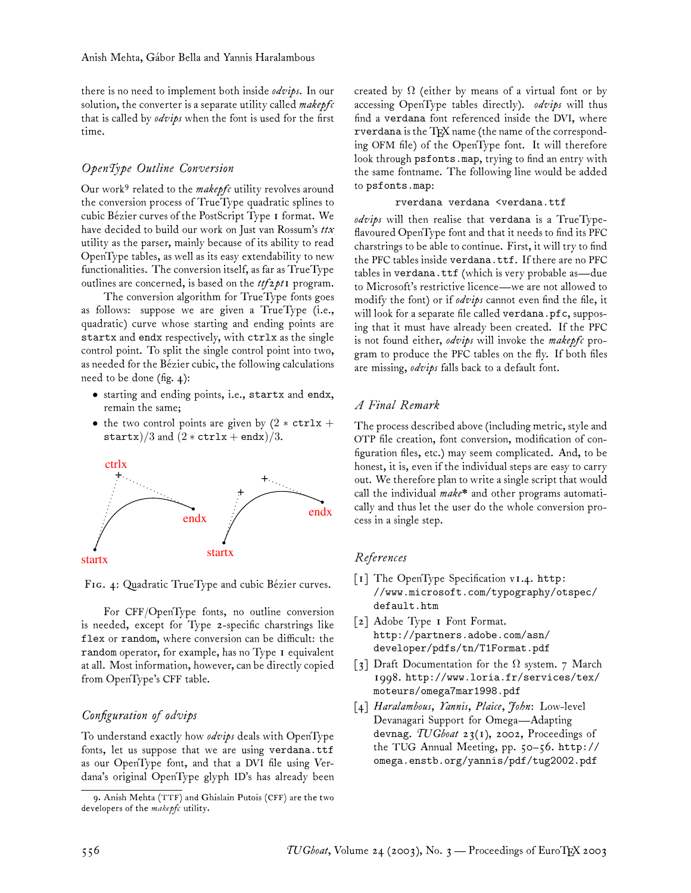there is no need to implement both inside *odvips*. In our solution, the converter is a separate utility called *makepfc* that is called by *odvips* when the font is used for the first time.

### *OpenType Outline Conversion*

Our work[9] related to the *makepfc* utility revolves around the conversion process of TrueType quadratic splines to cubic Bézier curves of the PostScript Type 1 format. We have decided to build our work on Just van Rossum's *ttx* utility as the parser, mainly because of its ability to read OpenType tables, as well as its easy extendability to new functionalities. The conversion itself, as far as TrueType outlines are concerned, is based on the *ttf2pt1* program.

The conversion algorithm for TrueType fonts goes as follows: suppose we are given a TrueType (i.e., quadratic) curve whose starting and ending points are `startx` and `endx` respectively, with `ctrlx` as the single control point. To split the single control point into two, as needed for the Bézier cubic, the following calculations need to be done (fig. 4):

- starting and ending points, i.e., `startx` and `endx`, remain the same;
- the two control points are given by $(2 * \texttt{ctrlx} + \texttt{startx})/3$ and $(2 * \texttt{ctrlx} + \texttt{endx})/3$.

ctrlx
endx
startx
endx
startx

Fig. 4: Quadratic TrueType and cubic Bézier curves.

For CFF/OpenType fonts, no outline conversion is needed, except for Type 2-specific charstrings like `flex` or `random`, where conversion can be difficult: the `random` operator, for example, has no Type 1 equivalent at all. Most information, however, can be directly copied from OpenType's CFF table.

### *Configuration of odvips*

To understand exactly how *odvips* deals with OpenType fonts, let us suppose that we are using `verdana.ttf` as our OpenType font, and that a DVI file using Verdana's original OpenType glyph ID's has already been created by Ω (either by means of a virtual font or by accessing OpenType tables directly). *odvips* will thus find a `verdana` font referenced inside the DVI, where `rverdana` is the TeX name (the name of the corresponding OFM file) of the OpenType font. It will therefore look through `psfonts.map`, trying to find an entry with the same fontname. The following line would be added to `psfonts.map`:

```
rverdana verdana <verdana.ttf
```

*odvips* will then realise that `verdana` is a TrueType-flavoured OpenType font and that it needs to find its PFC charstrings to be able to continue. First, it will try to find the PFC tables inside `verdana.ttf`. If there are no PFC tables in `verdana.ttf` (which is very probable as—due to Microsoft's restrictive licence—we are not allowed to modify the font) or if *odvips* cannot even find the file, it will look for a separate file called `verdana.pfc`, supposing that it must have already been created. If the PFC is not found either, *odvips* will invoke the *makepfc* program to produce the PFC tables on the fly. If both files are missing, *odvips* falls back to a default font.

### *A Final Remark*

The process described above (including metric, style and OTP file creation, font conversion, modification of configuration files, etc.) may seem complicated. And, to be honest, it is, even if the individual steps are easy to carry out. We therefore plan to write a single script that would call the individual *make*\* and other programs automatically and thus let the user do the whole conversion process in a single step.

### *References*

[1] The OpenType Specification v1.4. `http://www.microsoft.com/typography/otspec/default.htm`

[2] Adobe Type 1 Font Format. `http://partners.adobe.com/asn/developer/pdfs/tn/T1Format.pdf`

[3] Draft Documentation for the Ω system. 7 March 1998. `http://www.loria.fr/services/tex/moteurs/omega7mar1998.pdf`

[4] *Haralambous, Yannis, Plaice, John*: Low-level Devanagari Support for Omega—Adapting devnag. *TUGboat* 23(1), 2002, Proceedings of the TUG Annual Meeting, pp. 50–56. `http://omega.enstb.org/yannis/pdf/tug2002.pdf`

---

[9] Anish Mehta (TTF) and Ghislain Putois (CFF) are the two developers of the *makepfc* utility.